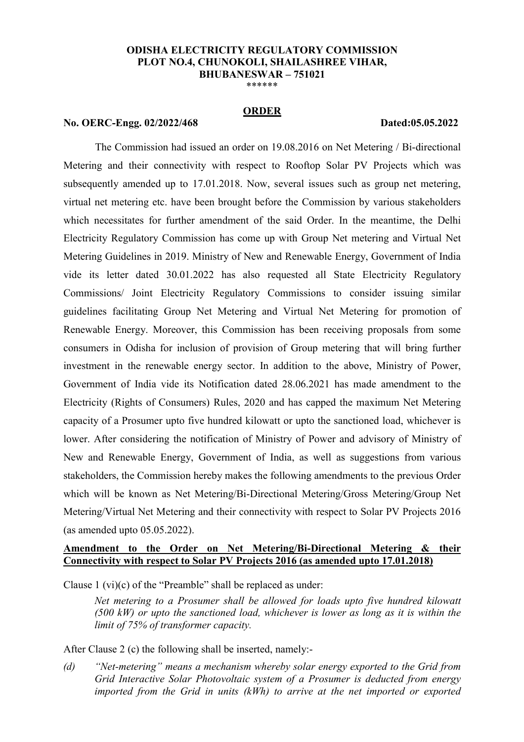**ODISHA ELECTRICITY REGULATORY COMMISSION**
**PLOT NO.4, CHUNOKOLI, SHAILASHREE VIHAR,**
**BHUBANESWAR – 751021**
\*\*\*\*\*\*

## ORDER

**No. OERC-Engg. 02/2022/468** **Dated:05.05.2022**

The Commission had issued an order on 19.08.2016 on Net Metering / Bi-directional Metering and their connectivity with respect to Rooftop Solar PV Projects which was subsequently amended up to 17.01.2018. Now, several issues such as group net metering, virtual net metering etc. have been brought before the Commission by various stakeholders which necessitates for further amendment of the said Order. In the meantime, the Delhi Electricity Regulatory Commission has come up with Group Net metering and Virtual Net Metering Guidelines in 2019. Ministry of New and Renewable Energy, Government of India vide its letter dated 30.01.2022 has also requested all State Electricity Regulatory Commissions/ Joint Electricity Regulatory Commissions to consider issuing similar guidelines facilitating Group Net Metering and Virtual Net Metering for promotion of Renewable Energy. Moreover, this Commission has been receiving proposals from some consumers in Odisha for inclusion of provision of Group metering that will bring further investment in the renewable energy sector. In addition to the above, Ministry of Power, Government of India vide its Notification dated 28.06.2021 has made amendment to the Electricity (Rights of Consumers) Rules, 2020 and has capped the maximum Net Metering capacity of a Prosumer upto five hundred kilowatt or upto the sanctioned load, whichever is lower. After considering the notification of Ministry of Power and advisory of Ministry of New and Renewable Energy, Government of India, as well as suggestions from various stakeholders, the Commission hereby makes the following amendments to the previous Order which will be known as Net Metering/Bi-Directional Metering/Gross Metering/Group Net Metering/Virtual Net Metering and their connectivity with respect to Solar PV Projects 2016 (as amended upto 05.05.2022).

**Amendment to the Order on Net Metering/Bi-Directional Metering & their Connectivity with respect to Solar PV Projects 2016 (as amended upto 17.01.2018)**

Clause 1 (vi)(c) of the "Preamble" shall be replaced as under:

> *Net metering to a Prosumer shall be allowed for loads upto five hundred kilowatt (500 kW) or upto the sanctioned load, whichever is lower as long as it is within the limit of 75% of transformer capacity.*

After Clause 2 (c) the following shall be inserted, namely:-

*(d) "Net-metering" means a mechanism whereby solar energy exported to the Grid from Grid Interactive Solar Photovoltaic system of a Prosumer is deducted from energy imported from the Grid in units (kWh) to arrive at the net imported or exported*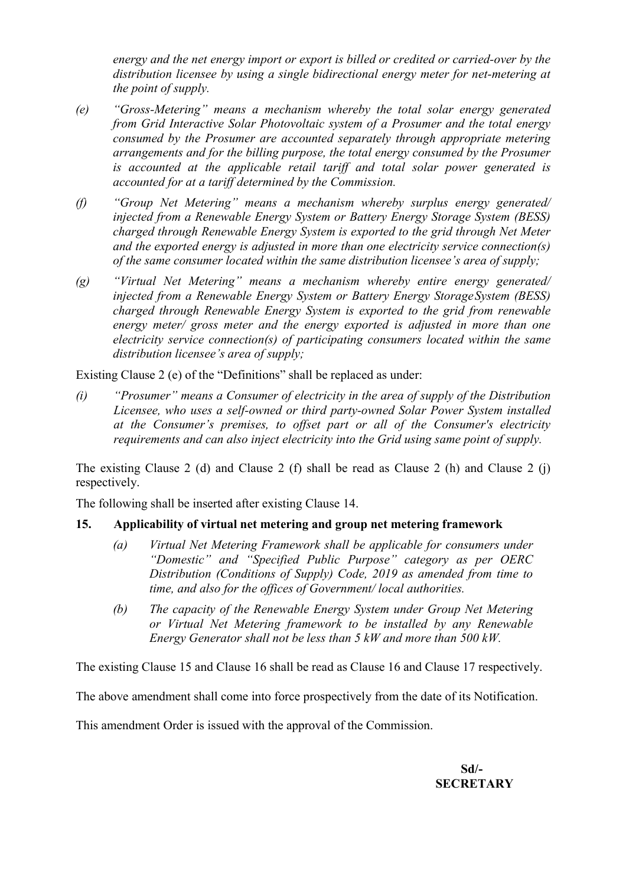*energy and the net energy import or export is billed or credited or carried-over by the distribution licensee by using a single bidirectional energy meter for net-metering at the point of supply.*

*(e) "Gross-Metering" means a mechanism whereby the total solar energy generated from Grid Interactive Solar Photovoltaic system of a Prosumer and the total energy consumed by the Prosumer are accounted separately through appropriate metering arrangements and for the billing purpose, the total energy consumed by the Prosumer is accounted at the applicable retail tariff and total solar power generated is accounted for at a tariff determined by the Commission.*

*(f) "Group Net Metering" means a mechanism whereby surplus energy generated/ injected from a Renewable Energy System or Battery Energy Storage System (BESS) charged through Renewable Energy System is exported to the grid through Net Meter and the exported energy is adjusted in more than one electricity service connection(s) of the same consumer located within the same distribution licensee's area of supply;*

*(g) "Virtual Net Metering" means a mechanism whereby entire energy generated/ injected from a Renewable Energy System or Battery Energy StorageSystem (BESS) charged through Renewable Energy System is exported to the grid from renewable energy meter/ gross meter and the energy exported is adjusted in more than one electricity service connection(s) of participating consumers located within the same distribution licensee's area of supply;*

Existing Clause 2 (e) of the "Definitions" shall be replaced as under:

*(i) "Prosumer" means a Consumer of electricity in the area of supply of the Distribution Licensee, who uses a self-owned or third party-owned Solar Power System installed at the Consumer's premises, to offset part or all of the Consumer's electricity requirements and can also inject electricity into the Grid using same point of supply.*

The existing Clause 2 (d) and Clause 2 (f) shall be read as Clause 2 (h) and Clause 2 (j) respectively.

The following shall be inserted after existing Clause 14.

**15. Applicability of virtual net metering and group net metering framework**

*(a) Virtual Net Metering Framework shall be applicable for consumers under "Domestic" and "Specified Public Purpose" category as per OERC Distribution (Conditions of Supply) Code, 2019 as amended from time to time, and also for the offices of Government/ local authorities.*

*(b) The capacity of the Renewable Energy System under Group Net Metering or Virtual Net Metering framework to be installed by any Renewable Energy Generator shall not be less than 5 kW and more than 500 kW.*

The existing Clause 15 and Clause 16 shall be read as Clause 16 and Clause 17 respectively.

The above amendment shall come into force prospectively from the date of its Notification.

This amendment Order is issued with the approval of the Commission.

**Sd/-**
**SECRETARY**